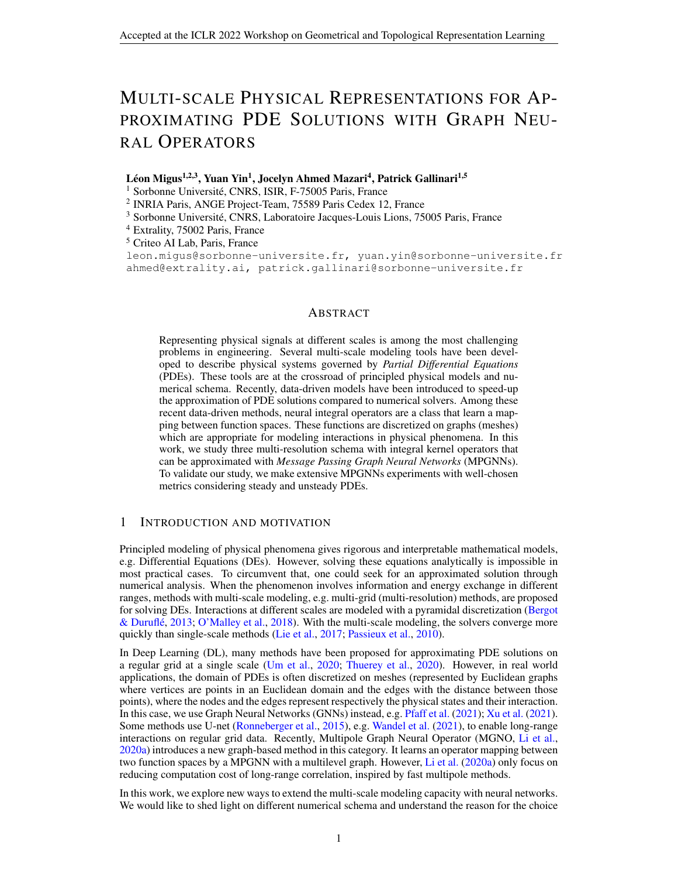# MULTI-SCALE PHYSICAL REPRESENTATIONS FOR APPROXIMATING PDE SOLUTIONS WITH GRAPH NEURAL OPERATORS

**Léon Migus[1,2,3], Yuan Yin[1], Jocelyn Ahmed Mazari[4], Patrick Gallinari[1,5]**

[1] Sorbonne Université, CNRS, ISIR, F-75005 Paris, France
[2] INRIA Paris, ANGE Project-Team, 75589 Paris Cedex 12, France
[3] Sorbonne Université, CNRS, Laboratoire Jacques-Louis Lions, 75005 Paris, France
[4] Extrality, 75002 Paris, France
[5] Criteo AI Lab, Paris, France

leon.migus@sorbonne-universite.fr, yuan.yin@sorbonne-universite.fr
ahmed@extrality.ai, patrick.gallinari@sorbonne-universite.fr

## ABSTRACT

Representing physical signals at different scales is among the most challenging problems in engineering. Several multi-scale modeling tools have been developed to describe physical systems governed by *Partial Differential Equations* (PDEs). These tools are at the crossroad of principled physical models and numerical schema. Recently, data-driven models have been introduced to speed-up the approximation of PDE solutions compared to numerical solvers. Among these recent data-driven methods, neural integral operators are a class that learn a mapping between function spaces. These functions are discretized on graphs (meshes) which are appropriate for modeling interactions in physical phenomena. In this work, we study three multi-resolution schema with integral kernel operators that can be approximated with *Message Passing Graph Neural Networks* (MPGNNs). To validate our study, we make extensive MPGNNs experiments with well-chosen metrics considering steady and unsteady PDEs.

## 1 INTRODUCTION AND MOTIVATION

Principled modeling of physical phenomena gives rigorous and interpretable mathematical models, e.g. Differential Equations (DEs). However, solving these equations analytically is impossible in most practical cases. To circumvent that, one could seek for an approximated solution through numerical analysis. When the phenomenon involves information and energy exchange in different ranges, methods with multi-scale modeling, e.g. multi-grid (multi-resolution) methods, are proposed for solving DEs. Interactions at different scales are modeled with a pyramidal discretization (Bergot & Duruflé, 2013; O'Malley et al., 2018). With the multi-scale modeling, the solvers converge more quickly than single-scale methods (Lie et al., 2017; Passieux et al., 2010).

In Deep Learning (DL), many methods have been proposed for approximating PDE solutions on a regular grid at a single scale (Um et al., 2020; Thuerey et al., 2020). However, in real world applications, the domain of PDEs is often discretized on meshes (represented by Euclidean graphs where vertices are points in an Euclidean domain and the edges with the distance between those points), where the nodes and the edges represent respectively the physical states and their interaction. In this case, we use Graph Neural Networks (GNNs) instead, e.g. Pfaff et al. (2021); Xu et al. (2021). Some methods use U-net (Ronneberger et al., 2015), e.g. Wandel et al. (2021), to enable long-range interactions on regular grid data. Recently, Multipole Graph Neural Operator (MGNO, Li et al., 2020a) introduces a new graph-based method in this category. It learns an operator mapping between two function spaces by a MPGNN with a multilevel graph. However, Li et al. (2020a) only focus on reducing computation cost of long-range correlation, inspired by fast multipole methods.

In this work, we explore new ways to extend the multi-scale modeling capacity with neural networks. We would like to shed light on different numerical schema and understand the reason for the choice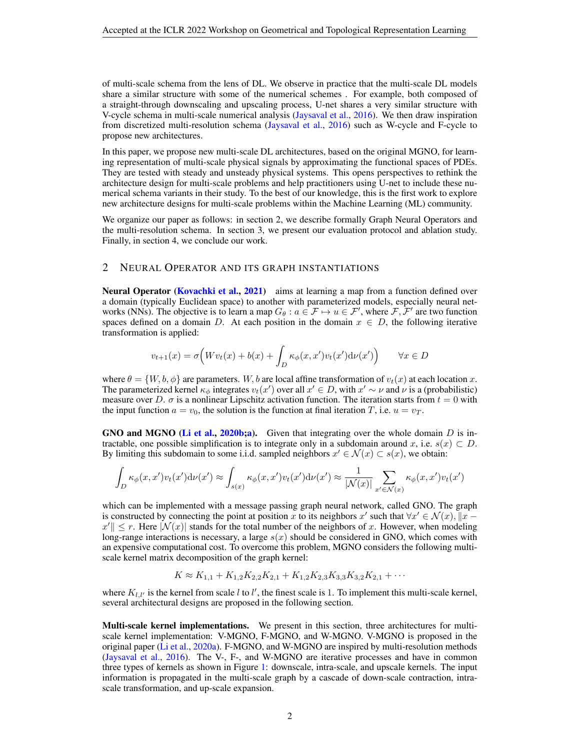of multi-scale schema from the lens of DL. We observe in practice that the multi-scale DL models share a similar structure with some of the numerical schemes . For example, both composed of a straight-through downscaling and upscaling process, U-net shares a very similar structure with V-cycle schema in multi-scale numerical analysis (Jaysaval et al., 2016). We then draw inspiration from discretized multi-resolution schema (Jaysaval et al., 2016) such as W-cycle and F-cycle to propose new architectures.

In this paper, we propose new multi-scale DL architectures, based on the original MGNO, for learning representation of multi-scale physical signals by approximating the functional spaces of PDEs. They are tested with steady and unsteady physical systems. This opens perspectives to rethink the architecture design for multi-scale problems and help practitioners using U-net to include these numerical schema variants in their study. To the best of our knowledge, this is the first work to explore new architecture designs for multi-scale problems within the Machine Learning (ML) community.

We organize our paper as follows: in section 2, we describe formally Graph Neural Operators and the multi-resolution schema. In section 3, we present our evaluation protocol and ablation study. Finally, in section 4, we conclude our work.

## 2 Neural Operator and its graph instantiations

**Neural Operator (Kovachki et al., 2021)** aims at learning a map from a function defined over a domain (typically Euclidean space) to another with parameterized models, especially neural networks (NNs). The objective is to learn a map $G_\theta : a \in \mathcal{F} \mapsto u \in \mathcal{F}'$, where $\mathcal{F}, \mathcal{F}'$ are two function spaces defined on a domain $D$. At each position in the domain $x \in D$, the following iterative transformation is applied:

$$v_{t+1}(x) = \sigma\Big(Wv_t(x) + b(x) + \int_D \kappa_\phi(x, x')v_t(x')\mathrm{d}\nu(x')\Big) \qquad \forall x \in D$$

where $\theta = \{W, b, \phi\}$ are parameters. $W, b$ are local affine transformation of $v_t(x)$ at each location $x$. The parameterized kernel $\kappa_\phi$ integrates $v_t(x')$ over all $x' \in D$, with $x' \sim \nu$ and $\nu$ is a (probabilistic) measure over $D$. $\sigma$ is a nonlinear Lipschitz activation function. The iteration starts from $t = 0$ with the input function $a = v_0$, the solution is the function at final iteration $T$, i.e. $u = v_T$.

**GNO and MGNO (Li et al., 2020b;a).** Given that integrating over the whole domain $D$ is intractable, one possible simplification is to integrate only in a subdomain around $x$, i.e. $s(x) \subset D$. By limiting this subdomain to some i.i.d. sampled neighbors $x' \in \mathcal{N}(x) \subset s(x)$, we obtain:

$$\int_D \kappa_\phi(x, x')v_t(x')\mathrm{d}\nu(x') \approx \int_{s(x)} \kappa_\phi(x, x')v_t(x')\mathrm{d}\nu(x') \approx \frac{1}{|\mathcal{N}(x)|} \sum_{x' \in \mathcal{N}(x)} \kappa_\phi(x, x')v_t(x')$$

which can be implemented with a message passing graph neural network, called GNO. The graph is constructed by connecting the point at position $x$ to its neighbors $x'$ such that $\forall x' \in \mathcal{N}(x), \|x - x'\| \leq r$. Here $|\mathcal{N}(x)|$ stands for the total number of the neighbors of $x$. However, when modeling long-range interactions is necessary, a large $s(x)$ should be considered in GNO, which comes with an expensive computational cost. To overcome this problem, MGNO considers the following multi-scale kernel matrix decomposition of the graph kernel:

$$K \approx K_{1,1} + K_{1,2}K_{2,2}K_{2,1} + K_{1,2}K_{2,3}K_{3,3}K_{3,2}K_{2,1} + \cdots$$

where $K_{l,l'}$ is the kernel from scale $l$ to $l'$, the finest scale is 1. To implement this multi-scale kernel, several architectural designs are proposed in the following section.

**Multi-scale kernel implementations.** We present in this section, three architectures for multi-scale kernel implementation: V-MGNO, F-MGNO, and W-MGNO. V-MGNO is proposed in the original paper (Li et al., 2020a). F-MGNO, and W-MGNO are inspired by multi-resolution methods (Jaysaval et al., 2016). The V-, F-, and W-MGNO are iterative processes and have in common three types of kernels as shown in Figure 1: downscale, intra-scale, and upscale kernels. The input information is propagated in the multi-scale graph by a cascade of down-scale contraction, intra-scale transformation, and up-scale expansion.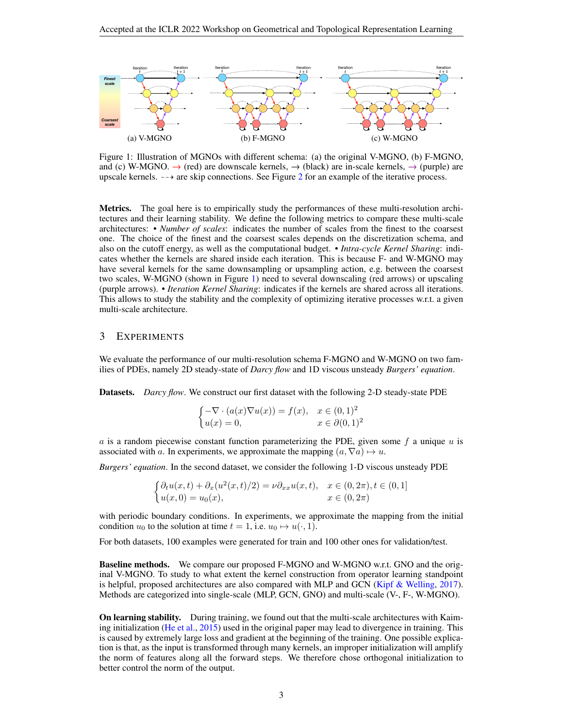Figure 1: Illustration of MGNOs with different schema: (a) the original V-MGNO, (b) F-MGNO, and (c) W-MGNO. → (red) are downscale kernels, → (black) are in-scale kernels, → (purple) are upscale kernels. - - → are skip connections. See Figure 2 for an example of the iterative process.

**Metrics.** The goal here is to empirically study the performances of these multi-resolution architectures and their learning stability. We define the following metrics to compare these multi-scale architectures: • *Number of scales*: indicates the number of scales from the finest to the coarsest one. The choice of the finest and the coarsest scales depends on the discretization schema, and also on the cutoff energy, as well as the computational budget. • *Intra-cycle Kernel Sharing*: indicates whether the kernels are shared inside each iteration. This is because F- and W-MGNO may have several kernels for the same downsampling or upsampling action, e.g. between the coarsest two scales, W-MGNO (shown in Figure 1) need to several downscaling (red arrows) or upscaling (purple arrows). • *Iteration Kernel Sharing*: indicates if the kernels are shared across all iterations. This allows to study the stability and the complexity of optimizing iterative processes w.r.t. a given multi-scale architecture.

## 3 Experiments

We evaluate the performance of our multi-resolution schema F-MGNO and W-MGNO on two families of PDEs, namely 2D steady-state of *Darcy flow* and 1D viscous unsteady *Burgers' equation*.

**Datasets.** *Darcy flow*. We construct our first dataset with the following 2-D steady-state PDE

$$\begin{cases} -\nabla \cdot (a(x)\nabla u(x)) = f(x), & x \in (0,1)^2 \\ u(x) = 0, & x \in \partial(0,1)^2 \end{cases}$$

$a$ is a random piecewise constant function parameterizing the PDE, given some $f$ a unique $u$ is associated with $a$. In experiments, we approximate the mapping $(a, \nabla a) \mapsto u$.

*Burgers' equation*. In the second dataset, we consider the following 1-D viscous unsteady PDE

$$\begin{cases} \partial_t u(x,t) + \partial_x (u^2(x,t)/2) = \nu \partial_{xx} u(x,t), & x \in (0, 2\pi), t \in (0, 1] \\ u(x, 0) = u_0(x), & x \in (0, 2\pi) \end{cases}$$

with periodic boundary conditions. In experiments, we approximate the mapping from the initial condition $u_0$ to the solution at time $t = 1$, i.e. $u_0 \mapsto u(\cdot, 1)$.

For both datasets, 100 examples were generated for train and 100 other ones for validation/test.

**Baseline methods.** We compare our proposed F-MGNO and W-MGNO w.r.t. GNO and the original V-MGNO. To study to what extent the kernel construction from operator learning standpoint is helpful, proposed architectures are also compared with MLP and GCN (Kipf & Welling, 2017). Methods are categorized into single-scale (MLP, GCN, GNO) and multi-scale (V-, F-, W-MGNO).

**On learning stability.** During training, we found out that the multi-scale architectures with Kaiming initialization (He et al., 2015) used in the original paper may lead to divergence in training. This is caused by extremely large loss and gradient at the beginning of the training. One possible explication is that, as the input is transformed through many kernels, an improper initialization will amplify the norm of features along all the forward steps. We therefore chose orthogonal initialization to better control the norm of the output.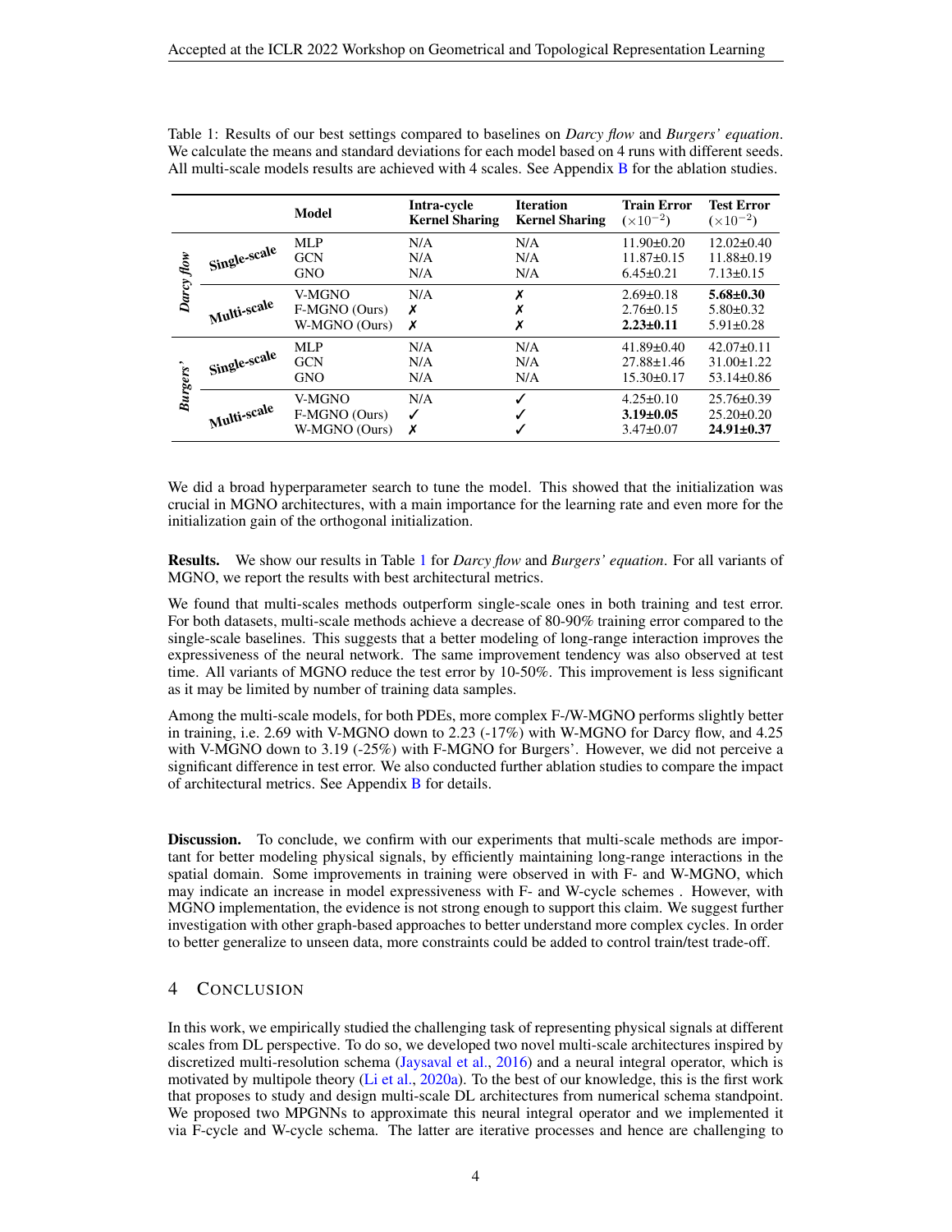Table 1: Results of our best settings compared to baselines on *Darcy flow* and *Burgers' equation*. We calculate the means and standard deviations for each model based on 4 runs with different seeds. All multi-scale models results are achieved with 4 scales. See Appendix B for the ablation studies.

| | | Model | Intra-cycle Kernel Sharing | Iteration Kernel Sharing | Train Error ($\times 10^{-2}$) | Test Error ($\times 10^{-2}$) |
|---|---|---|---|---|---|---|
| *Darcy flow* | Single-scale | MLP | N/A | N/A | 11.90±0.20 | 12.02±0.40 |
| | | GCN | N/A | N/A | 11.87±0.15 | 11.88±0.19 |
| | | GNO | N/A | N/A | 6.45±0.21 | 7.13±0.15 |
| | Multi-scale | V-MGNO | N/A | ✗ | 2.69±0.18 | **5.68±0.30** |
| | | F-MGNO (Ours) | ✗ | ✗ | 2.76±0.15 | 5.80±0.32 |
| | | W-MGNO (Ours) | ✗ | ✗ | **2.23±0.11** | 5.91±0.28 |
| *Burgers'* | Single-scale | MLP | N/A | N/A | 41.89±0.40 | 42.07±0.11 |
| | | GCN | N/A | N/A | 27.88±1.46 | 31.00±1.22 |
| | | GNO | N/A | N/A | 15.30±0.17 | 53.14±0.86 |
| | Multi-scale | V-MGNO | N/A | ✓ | 4.25±0.10 | 25.76±0.39 |
| | | F-MGNO (Ours) | ✓ | ✓ | **3.19±0.05** | 25.20±0.20 |
| | | W-MGNO (Ours) | ✗ | ✓ | 3.47±0.07 | **24.91±0.37** |

We did a broad hyperparameter search to tune the model. This showed that the initialization was crucial in MGNO architectures, with a main importance for the learning rate and even more for the initialization gain of the orthogonal initialization.

**Results.** We show our results in Table 1 for *Darcy flow* and *Burgers' equation*. For all variants of MGNO, we report the results with best architectural metrics.

We found that multi-scales methods outperform single-scale ones in both training and test error. For both datasets, multi-scale methods achieve a decrease of 80-90% training error compared to the single-scale baselines. This suggests that a better modeling of long-range interaction improves the expressiveness of the neural network. The same improvement tendency was also observed at test time. All variants of MGNO reduce the test error by 10-50%. This improvement is less significant as it may be limited by number of training data samples.

Among the multi-scale models, for both PDEs, more complex F-/W-MGNO performs slightly better in training, i.e. 2.69 with V-MGNO down to 2.23 (-17%) with W-MGNO for Darcy flow, and 4.25 with V-MGNO down to 3.19 (-25%) with F-MGNO for Burgers'. However, we did not perceive a significant difference in test error. We also conducted further ablation studies to compare the impact of architectural metrics. See Appendix B for details.

**Discussion.** To conclude, we confirm with our experiments that multi-scale methods are important for better modeling physical signals, by efficiently maintaining long-range interactions in the spatial domain. Some improvements in training were observed in with F- and W-MGNO, which may indicate an increase in model expressiveness with F- and W-cycle schemes . However, with MGNO implementation, the evidence is not strong enough to support this claim. We suggest further investigation with other graph-based approaches to better understand more complex cycles. In order to better generalize to unseen data, more constraints could be added to control train/test trade-off.

## 4 Conclusion

In this work, we empirically studied the challenging task of representing physical signals at different scales from DL perspective. To do so, we developed two novel multi-scale architectures inspired by discretized multi-resolution schema (Jaysaval et al., 2016) and a neural integral operator, which is motivated by multipole theory (Li et al., 2020a). To the best of our knowledge, this is the first work that proposes to study and design multi-scale DL architectures from numerical schema standpoint. We proposed two MPGNNs to approximate this neural integral operator and we implemented it via F-cycle and W-cycle schema. The latter are iterative processes and hence are challenging to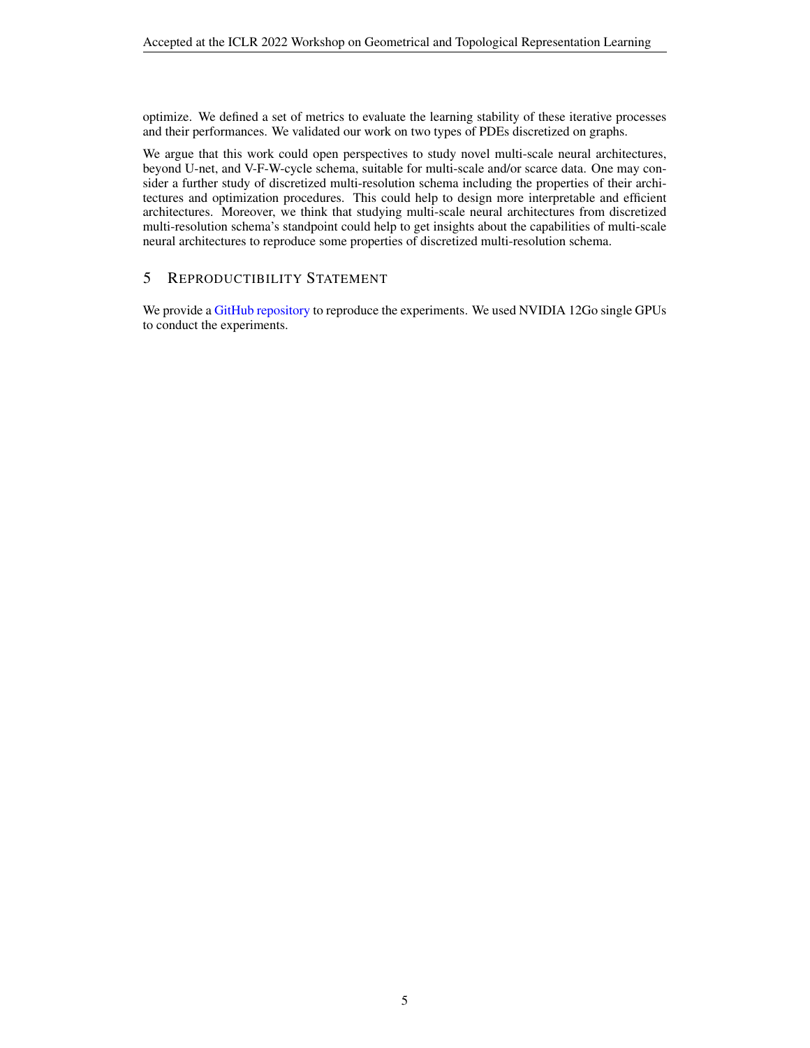optimize. We defined a set of metrics to evaluate the learning stability of these iterative processes and their performances. We validated our work on two types of PDEs discretized on graphs.

We argue that this work could open perspectives to study novel multi-scale neural architectures, beyond U-net, and V-F-W-cycle schema, suitable for multi-scale and/or scarce data. One may consider a further study of discretized multi-resolution schema including the properties of their architectures and optimization procedures. This could help to design more interpretable and efficient architectures. Moreover, we think that studying multi-scale neural architectures from discretized multi-resolution schema's standpoint could help to get insights about the capabilities of multi-scale neural architectures to reproduce some properties of discretized multi-resolution schema.

## 5 Reproductibility Statement

We provide a GitHub repository to reproduce the experiments. We used NVIDIA 12Go single GPUs to conduct the experiments.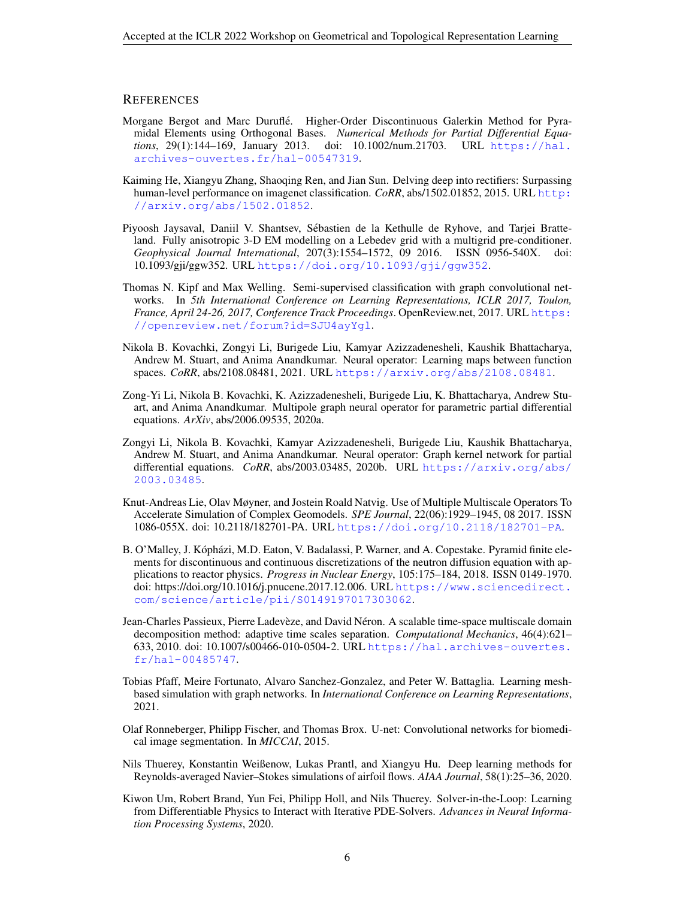## REFERENCES

Morgane Bergot and Marc Duruflé. Higher-Order Discontinuous Galerkin Method for Pyramidal Elements using Orthogonal Bases. *Numerical Methods for Partial Differential Equations*, 29(1):144–169, January 2013. doi: 10.1002/num.21703. URL https://hal.archives-ouvertes.fr/hal-00547319.

Kaiming He, Xiangyu Zhang, Shaoqing Ren, and Jian Sun. Delving deep into rectifiers: Surpassing human-level performance on imagenet classification. *CoRR*, abs/1502.01852, 2015. URL http://arxiv.org/abs/1502.01852.

Piyoosh Jaysaval, Daniil V. Shantsev, Sébastien de la Kethulle de Ryhove, and Tarjei Bratteland. Fully anisotropic 3-D EM modelling on a Lebedev grid with a multigrid pre-conditioner. *Geophysical Journal International*, 207(3):1554–1572, 09 2016. ISSN 0956-540X. doi: 10.1093/gji/ggw352. URL https://doi.org/10.1093/gji/ggw352.

Thomas N. Kipf and Max Welling. Semi-supervised classification with graph convolutional networks. In *5th International Conference on Learning Representations, ICLR 2017, Toulon, France, April 24-26, 2017, Conference Track Proceedings*. OpenReview.net, 2017. URL https://openreview.net/forum?id=SJU4ayYgl.

Nikola B. Kovachki, Zongyi Li, Burigede Liu, Kamyar Azizzadenesheli, Kaushik Bhattacharya, Andrew M. Stuart, and Anima Anandkumar. Neural operator: Learning maps between function spaces. *CoRR*, abs/2108.08481, 2021. URL https://arxiv.org/abs/2108.08481.

Zong-Yi Li, Nikola B. Kovachki, K. Azizzadenesheli, Burigede Liu, K. Bhattacharya, Andrew Stuart, and Anima Anandkumar. Multipole graph neural operator for parametric partial differential equations. *ArXiv*, abs/2006.09535, 2020a.

Zongyi Li, Nikola B. Kovachki, Kamyar Azizzadenesheli, Burigede Liu, Kaushik Bhattacharya, Andrew M. Stuart, and Anima Anandkumar. Neural operator: Graph kernel network for partial differential equations. *CoRR*, abs/2003.03485, 2020b. URL https://arxiv.org/abs/2003.03485.

Knut-Andreas Lie, Olav Møyner, and Jostein Roald Natvig. Use of Multiple Multiscale Operators To Accelerate Simulation of Complex Geomodels. *SPE Journal*, 22(06):1929–1945, 08 2017. ISSN 1086-055X. doi: 10.2118/182701-PA. URL https://doi.org/10.2118/182701-PA.

B. O'Malley, J. Kópházi, M.D. Eaton, V. Badalassi, P. Warner, and A. Copestake. Pyramid finite elements for discontinuous and continuous discretizations of the neutron diffusion equation with applications to reactor physics. *Progress in Nuclear Energy*, 105:175–184, 2018. ISSN 0149-1970. doi: https://doi.org/10.1016/j.pnucene.2017.12.006. URL https://www.sciencedirect.com/science/article/pii/S0149197017303062.

Jean-Charles Passieux, Pierre Ladevèze, and David Néron. A scalable time-space multiscale domain decomposition method: adaptive time scales separation. *Computational Mechanics*, 46(4):621–633, 2010. doi: 10.1007/s00466-010-0504-2. URL https://hal.archives-ouvertes.fr/hal-00485747.

Tobias Pfaff, Meire Fortunato, Alvaro Sanchez-Gonzalez, and Peter W. Battaglia. Learning mesh-based simulation with graph networks. In *International Conference on Learning Representations*, 2021.

Olaf Ronneberger, Philipp Fischer, and Thomas Brox. U-net: Convolutional networks for biomedical image segmentation. In *MICCAI*, 2015.

Nils Thuerey, Konstantin Weißenow, Lukas Prantl, and Xiangyu Hu. Deep learning methods for Reynolds-averaged Navier–Stokes simulations of airfoil flows. *AIAA Journal*, 58(1):25–36, 2020.

Kiwon Um, Robert Brand, Yun Fei, Philipp Holl, and Nils Thuerey. Solver-in-the-Loop: Learning from Differentiable Physics to Interact with Iterative PDE-Solvers. *Advances in Neural Information Processing Systems*, 2020.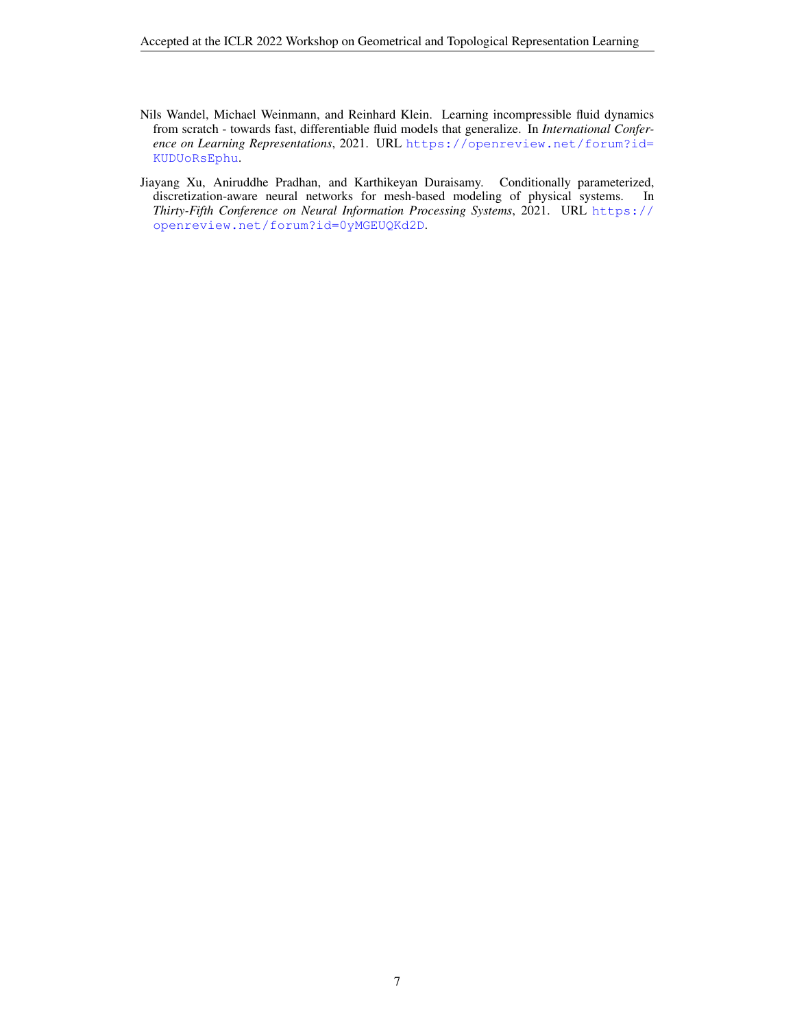Nils Wandel, Michael Weinmann, and Reinhard Klein. Learning incompressible fluid dynamics from scratch - towards fast, differentiable fluid models that generalize. In *International Conference on Learning Representations*, 2021. URL https://openreview.net/forum?id=KUDUoRsEphu.

Jiayang Xu, Aniruddhe Pradhan, and Karthikeyan Duraisamy. Conditionally parameterized, discretization-aware neural networks for mesh-based modeling of physical systems. In *Thirty-Fifth Conference on Neural Information Processing Systems*, 2021. URL https://openreview.net/forum?id=0yMGEUQKd2D.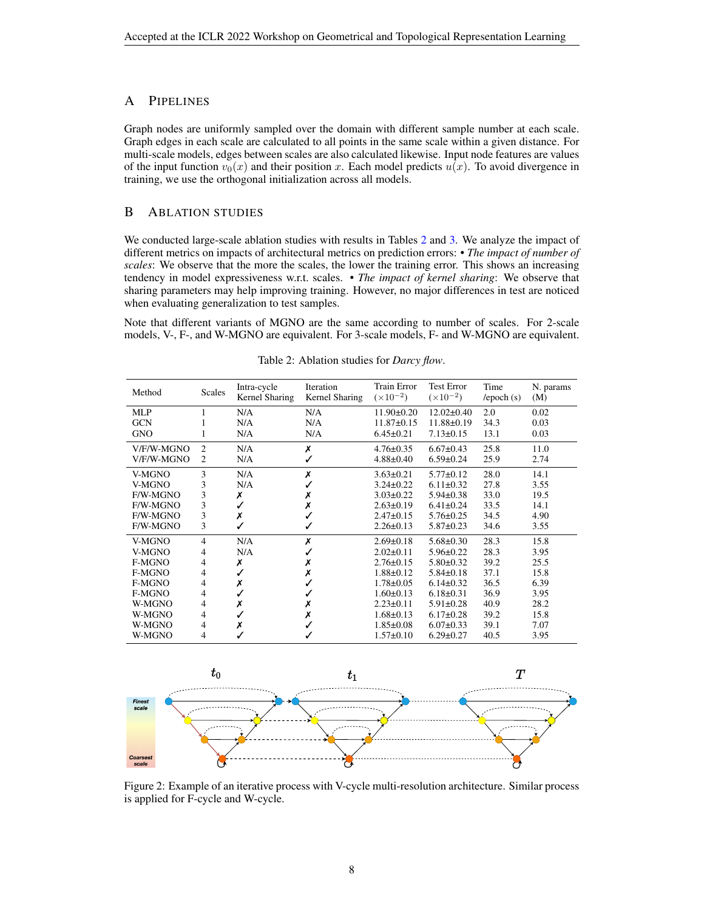## A Pipelines

Graph nodes are uniformly sampled over the domain with different sample number at each scale. Graph edges in each scale are calculated to all points in the same scale within a given distance. For multi-scale models, edges between scales are also calculated likewise. Input node features are values of the input function $v_0(x)$ and their position $x$. Each model predicts $u(x)$. To avoid divergence in training, we use the orthogonal initialization across all models.

## B Ablation Studies

We conducted large-scale ablation studies with results in Tables 2 and 3. We analyze the impact of different metrics on impacts of architectural metrics on prediction errors: • *The impact of number of scales*: We observe that the more the scales, the lower the training error. This shows an increasing tendency in model expressiveness w.r.t. scales. • *The impact of kernel sharing*: We observe that sharing parameters may help improving training. However, no major differences in test are noticed when evaluating generalization to test samples.

Note that different variants of MGNO are the same according to number of scales. For 2-scale models, V-, F-, and W-MGNO are equivalent. For 3-scale models, F- and W-MGNO are equivalent.

Table 2: Ablation studies for *Darcy flow*.

| Method | Scales | Intra-cycle Kernel Sharing | Iteration Kernel Sharing | Train Error ($\times 10^{-2}$) | Test Error ($\times 10^{-2}$) | Time /epoch (s) | N. params (M) |
|---|---|---|---|---|---|---|---|
| MLP | 1 | N/A | N/A | 11.90±0.20 | 12.02±0.40 | 2.0 | 0.02 |
| GCN | 1 | N/A | N/A | 11.87±0.15 | 11.88±0.19 | 34.3 | 0.03 |
| GNO | 1 | N/A | N/A | 6.45±0.21 | 7.13±0.15 | 13.1 | 0.03 |
| V/F/W-MGNO | 2 | N/A | ✗ | 4.76±0.35 | 6.67±0.43 | 25.8 | 11.0 |
| V/F/W-MGNO | 2 | N/A | ✓ | 4.88±0.40 | 6.59±0.24 | 25.9 | 2.74 |
| V-MGNO | 3 | N/A | ✗ | 3.63±0.21 | 5.77±0.12 | 28.0 | 14.1 |
| V-MGNO | 3 | N/A | ✓ | 3.24±0.22 | 6.11±0.32 | 27.8 | 3.55 |
| F/W-MGNO | 3 | ✗ | ✗ | 3.03±0.22 | 5.94±0.38 | 33.0 | 19.5 |
| F/W-MGNO | 3 | ✓ | ✗ | 2.63±0.19 | 6.41±0.24 | 33.5 | 14.1 |
| F/W-MGNO | 3 | ✗ | ✓ | 2.47±0.15 | 5.76±0.25 | 34.5 | 4.90 |
| F/W-MGNO | 3 | ✓ | ✓ | 2.26±0.13 | 5.87±0.23 | 34.6 | 3.55 |
| V-MGNO | 4 | N/A | ✗ | 2.69±0.18 | 5.68±0.30 | 28.3 | 15.8 |
| V-MGNO | 4 | N/A | ✓ | 2.02±0.11 | 5.96±0.22 | 28.3 | 3.95 |
| F-MGNO | 4 | ✗ | ✗ | 2.76±0.15 | 5.80±0.32 | 39.2 | 25.5 |
| F-MGNO | 4 | ✓ | ✗ | 1.88±0.12 | 5.84±0.18 | 37.1 | 15.8 |
| F-MGNO | 4 | ✗ | ✓ | 1.78±0.05 | 6.14±0.32 | 36.5 | 6.39 |
| F-MGNO | 4 | ✓ | ✓ | 1.60±0.13 | 6.18±0.31 | 36.9 | 3.95 |
| W-MGNO | 4 | ✗ | ✗ | 2.23±0.11 | 5.91±0.28 | 40.9 | 28.2 |
| W-MGNO | 4 | ✓ | ✗ | 1.68±0.13 | 6.17±0.28 | 39.2 | 15.8 |
| W-MGNO | 4 | ✗ | ✓ | 1.85±0.08 | 6.07±0.33 | 39.1 | 7.07 |
| W-MGNO | 4 | ✓ | ✓ | 1.57±0.10 | 6.29±0.27 | 40.5 | 3.95 |

Figure 2: Example of an iterative process with V-cycle multi-resolution architecture. Similar process is applied for F-cycle and W-cycle.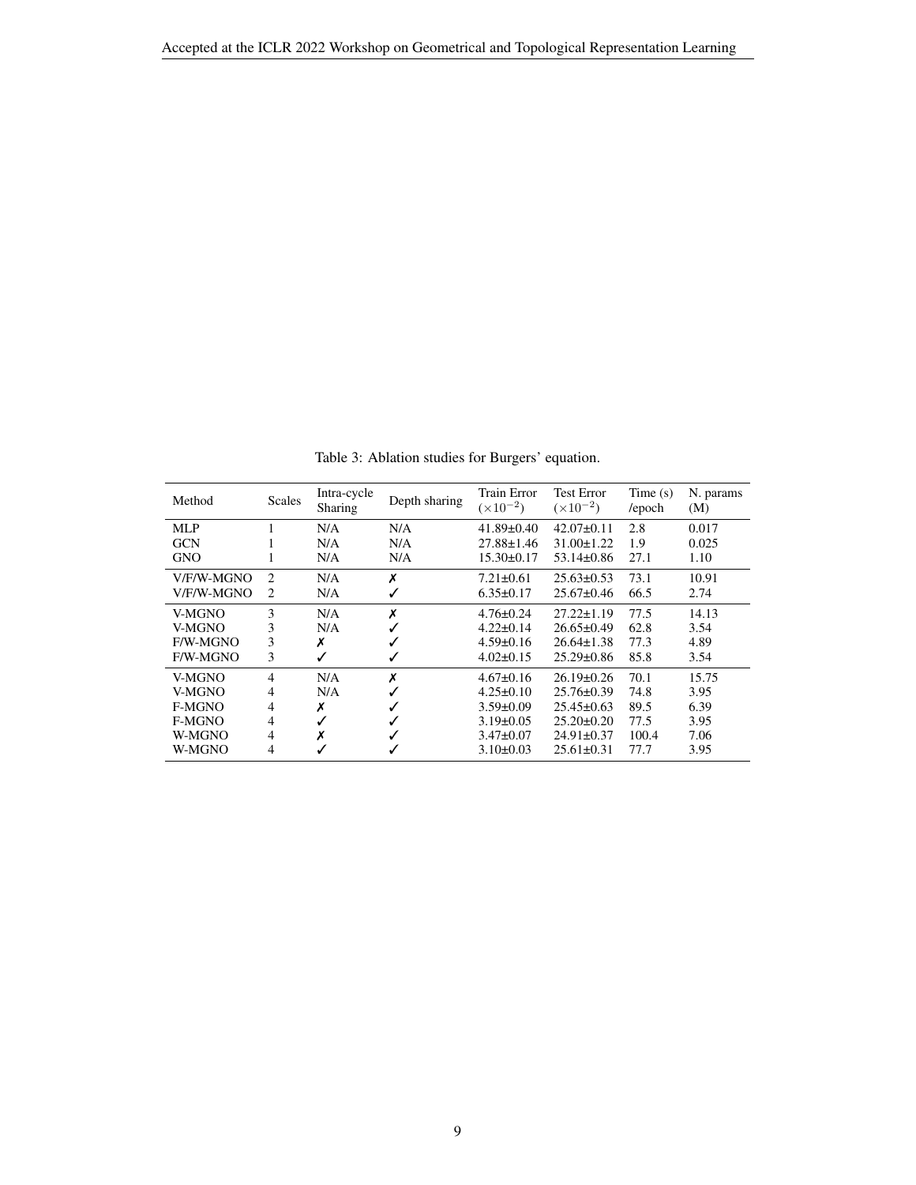Table 3: Ablation studies for Burgers' equation.

| Method | Scales | Intra-cycle Sharing | Depth sharing | Train Error ($\times 10^{-2}$) | Test Error ($\times 10^{-2}$) | Time (s) /epoch | N. params (M) |
|---|---|---|---|---|---|---|---|
| MLP | 1 | N/A | N/A | 41.89±0.40 | 42.07±0.11 | 2.8 | 0.017 |
| GCN | 1 | N/A | N/A | 27.88±1.46 | 31.00±1.22 | 1.9 | 0.025 |
| GNO | 1 | N/A | N/A | 15.30±0.17 | 53.14±0.86 | 27.1 | 1.10 |
| V/F/W-MGNO | 2 | N/A | ✗ | 7.21±0.61 | 25.63±0.53 | 73.1 | 10.91 |
| V/F/W-MGNO | 2 | N/A | ✓ | 6.35±0.17 | 25.67±0.46 | 66.5 | 2.74 |
| V-MGNO | 3 | N/A | ✗ | 4.76±0.24 | 27.22±1.19 | 77.5 | 14.13 |
| V-MGNO | 3 | N/A | ✓ | 4.22±0.14 | 26.65±0.49 | 62.8 | 3.54 |
| F/W-MGNO | 3 | ✗ | ✓ | 4.59±0.16 | 26.64±1.38 | 77.3 | 4.89 |
| F/W-MGNO | 3 | ✓ | ✓ | 4.02±0.15 | 25.29±0.86 | 85.8 | 3.54 |
| V-MGNO | 4 | N/A | ✗ | 4.67±0.16 | 26.19±0.26 | 70.1 | 15.75 |
| V-MGNO | 4 | N/A | ✓ | 4.25±0.10 | 25.76±0.39 | 74.8 | 3.95 |
| F-MGNO | 4 | ✗ | ✓ | 3.59±0.09 | 25.45±0.63 | 89.5 | 6.39 |
| F-MGNO | 4 | ✓ | ✓ | 3.19±0.05 | 25.20±0.20 | 77.5 | 3.95 |
| W-MGNO | 4 | ✗ | ✓ | 3.47±0.07 | 24.91±0.37 | 100.4 | 7.06 |
| W-MGNO | 4 | ✓ | ✓ | 3.10±0.03 | 25.61±0.31 | 77.7 | 3.95 |